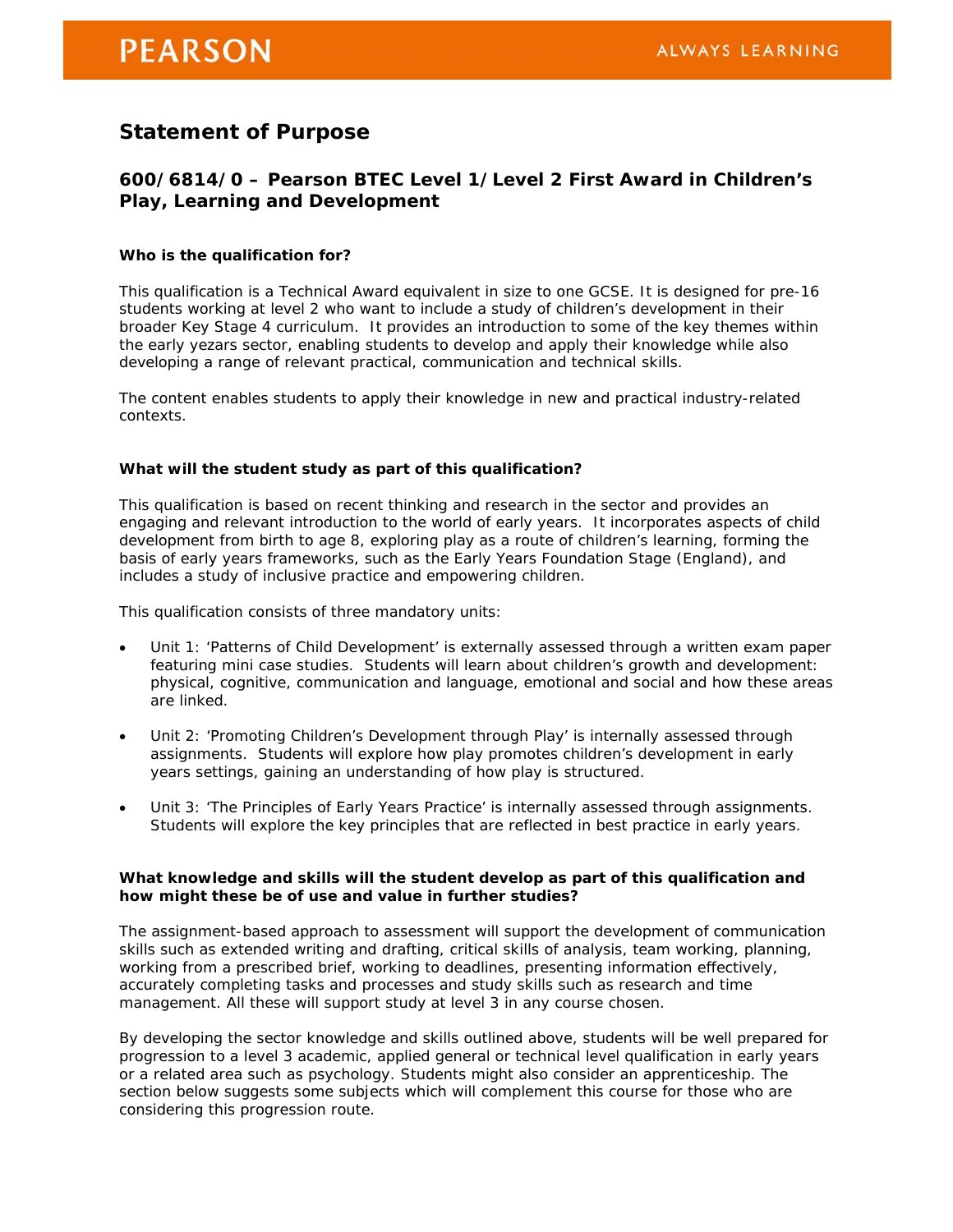# Statement of Purpose

## 600/6814/0 – Pearson BTEC Level 1/Level 2 First Award in Children's Play, Learning and Development

**Who is the qualification for?**

This qualification is a Technical Award equivalent in size to one GCSE. It is designed for pre-16 students working at level 2 who want to include a study of children's development in their broader Key Stage 4 curriculum. It provides an introduction to some of the key themes within the early yezars sector, enabling students to develop and apply their knowledge while also developing a range of relevant practical, communication and technical skills.

The content enables students to apply their knowledge in new and practical industry-related contexts.

**What will the student study as part of this qualification?**

This qualification is based on recent thinking and research in the sector and provides an engaging and relevant introduction to the world of early years. It incorporates aspects of child development from birth to age 8, exploring play as a route of children's learning, forming the basis of early years frameworks, such as the Early Years Foundation Stage (England), and includes a study of inclusive practice and empowering children.

This qualification consists of three mandatory units:

- Unit 1: 'Patterns of Child Development' is externally assessed through a written exam paper featuring mini case studies. Students will learn about children's growth and development: physical, cognitive, communication and language, emotional and social and how these areas are linked.
- Unit 2: 'Promoting Children's Development through Play' is internally assessed through assignments. Students will explore how play promotes children's development in early years settings, gaining an understanding of how play is structured.
- Unit 3: 'The Principles of Early Years Practice' is internally assessed through assignments. Students will explore the key principles that are reflected in best practice in early years.

**What knowledge and skills will the student develop as part of this qualification and how might these be of use and value in further studies?**

The assignment-based approach to assessment will support the development of communication skills such as extended writing and drafting, critical skills of analysis, team working, planning, working from a prescribed brief, working to deadlines, presenting information effectively, accurately completing tasks and processes and study skills such as research and time management. All these will support study at level 3 in any course chosen.

By developing the sector knowledge and skills outlined above, students will be well prepared for progression to a level 3 academic, applied general or technical level qualification in early years or a related area such as psychology. Students might also consider an apprenticeship. The section below suggests some subjects which will complement this course for those who are considering this progression route.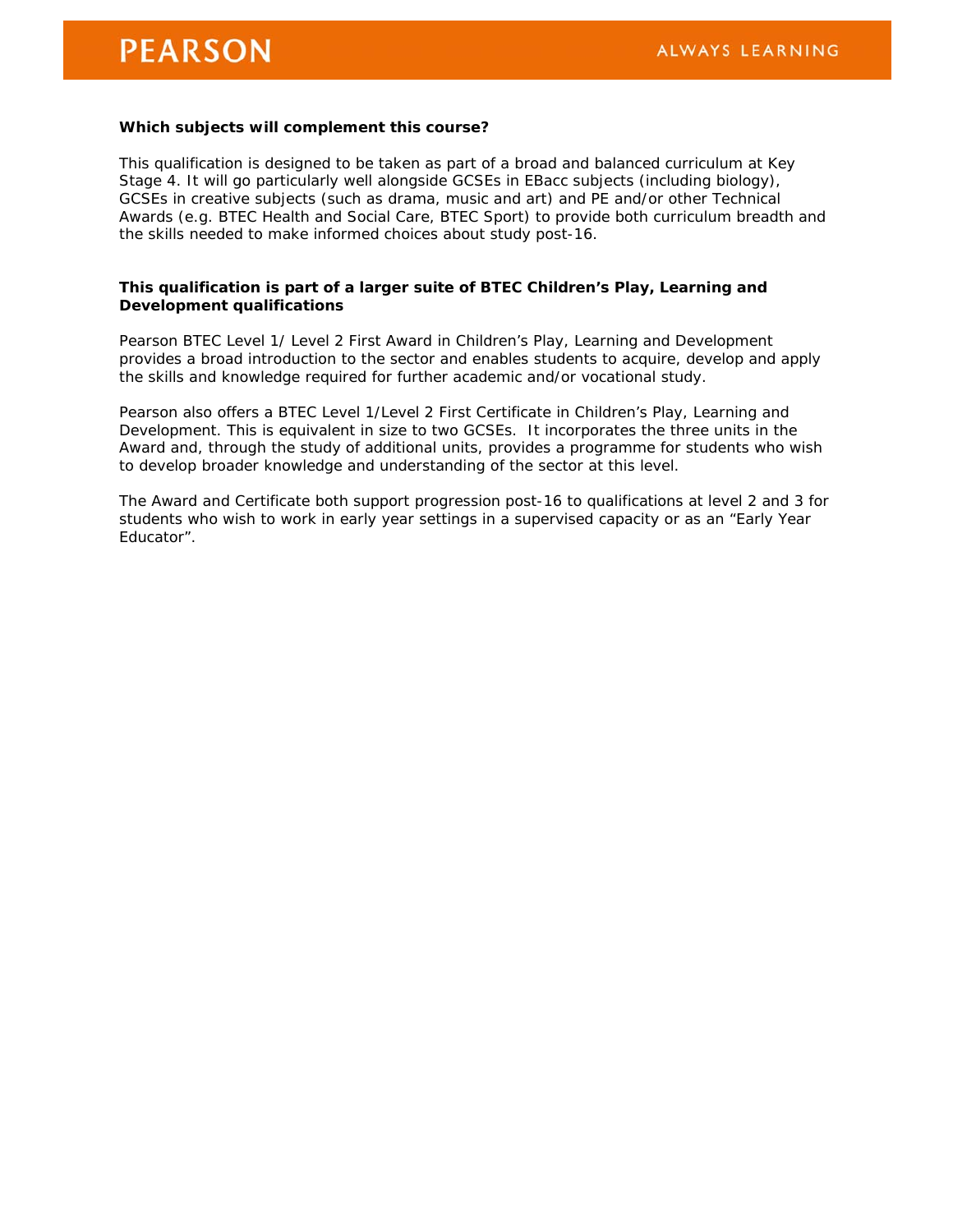**Which subjects will complement this course?**

This qualification is designed to be taken as part of a broad and balanced curriculum at Key Stage 4. It will go particularly well alongside GCSEs in EBacc subjects (including biology), GCSEs in creative subjects (such as drama, music and art) and PE and/or other Technical Awards (e.g. BTEC Health and Social Care, BTEC Sport) to provide both curriculum breadth and the skills needed to make informed choices about study post-16.

**This qualification is part of a larger suite of BTEC Children's Play, Learning and Development qualifications**

Pearson BTEC Level 1/ Level 2 First Award in Children's Play, Learning and Development provides a broad introduction to the sector and enables students to acquire, develop and apply the skills and knowledge required for further academic and/or vocational study.

Pearson also offers a BTEC Level 1/Level 2 First Certificate in Children's Play, Learning and Development. This is equivalent in size to two GCSEs. It incorporates the three units in the Award and, through the study of additional units, provides a programme for students who wish to develop broader knowledge and understanding of the sector at this level.

The Award and Certificate both support progression post-16 to qualifications at level 2 and 3 for students who wish to work in early year settings in a supervised capacity or as an "Early Year Educator".